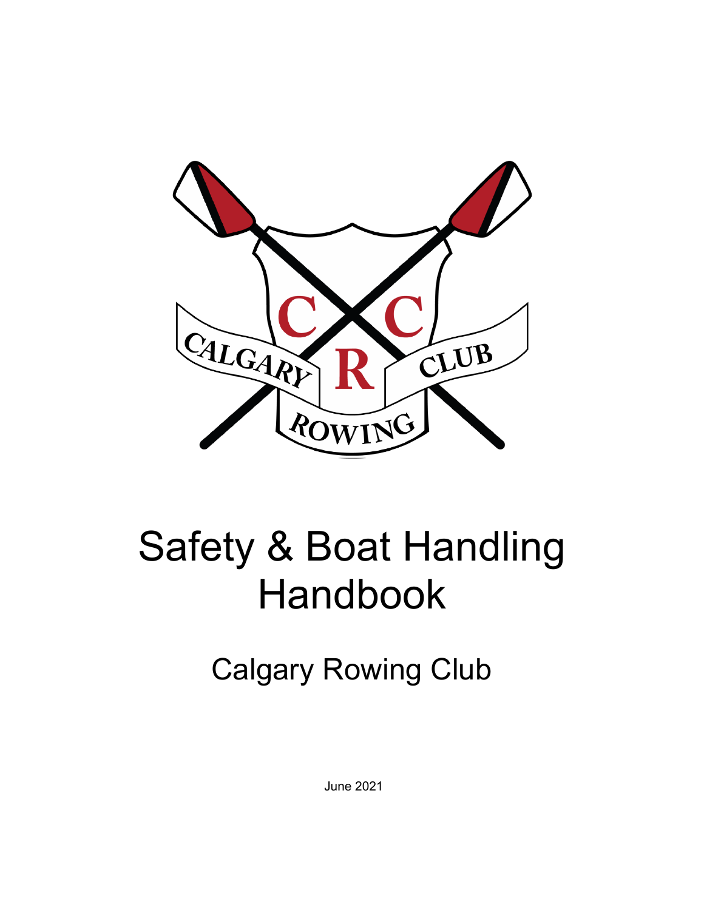# Safety & Boat Handling Handbook

## Calgary Rowing Club

June 2021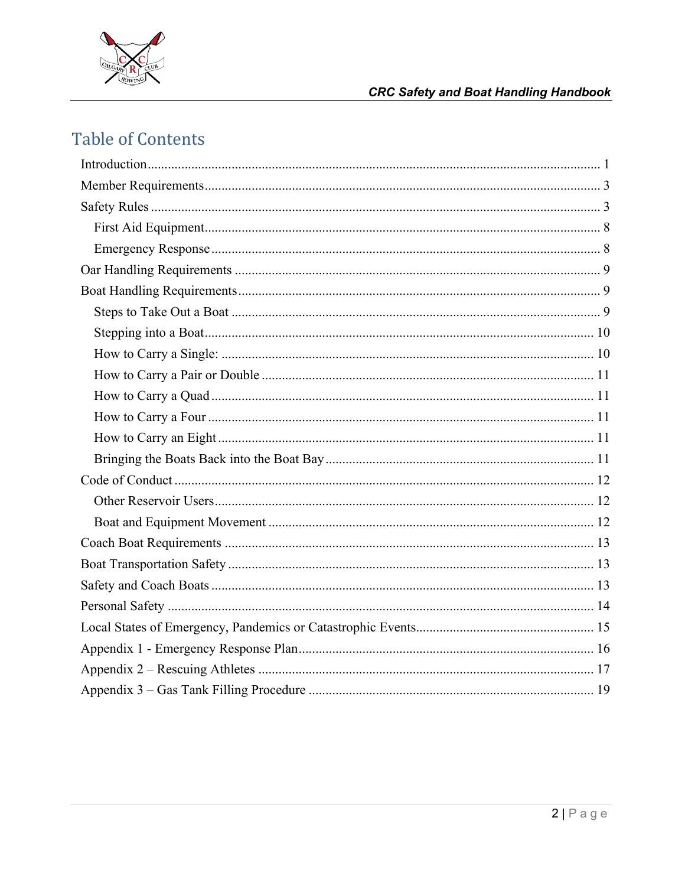# Table of Contents

- Introduction 1
- Member Requirements 3
- Safety Rules 3
  - First Aid Equipment 8
  - Emergency Response 8
- Oar Handling Requirements 9
- Boat Handling Requirements 9
  - Steps to Take Out a Boat 9
  - Stepping into a Boat 10
  - How to Carry a Single: 10
  - How to Carry a Pair or Double 11
  - How to Carry a Quad 11
  - How to Carry a Four 11
  - How to Carry an Eight 11
  - Bringing the Boats Back into the Boat Bay 11
- Code of Conduct 12
  - Other Reservoir Users 12
  - Boat and Equipment Movement 12
- Coach Boat Requirements 13
- Boat Transportation Safety 13
- Safety and Coach Boats 13
- Personal Safety 14
- Local States of Emergency, Pandemics or Catastrophic Events 15
- Appendix 1 - Emergency Response Plan 16
- Appendix 2 – Rescuing Athletes 17
- Appendix 3 – Gas Tank Filling Procedure 19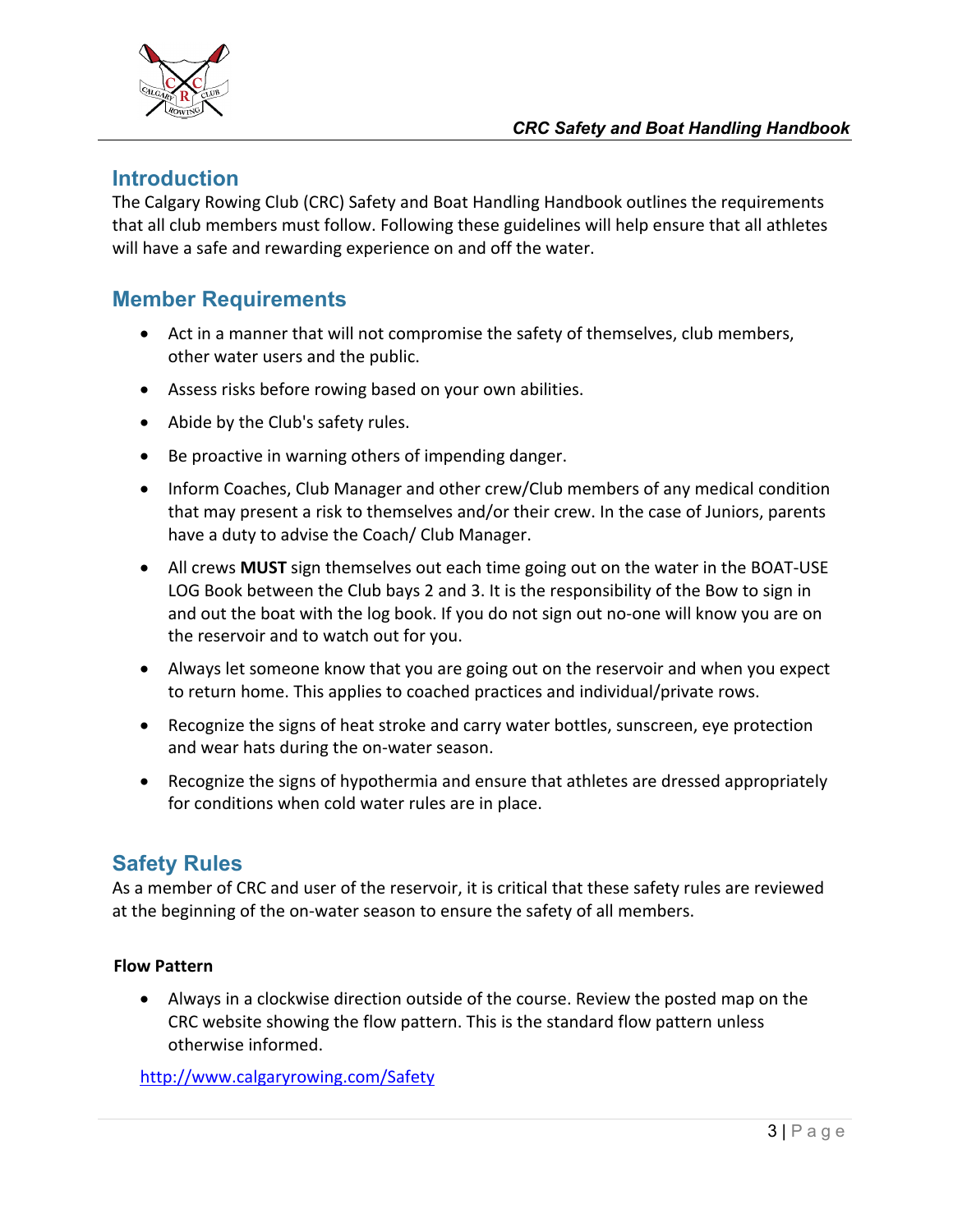## Introduction

The Calgary Rowing Club (CRC) Safety and Boat Handling Handbook outlines the requirements that all club members must follow. Following these guidelines will help ensure that all athletes will have a safe and rewarding experience on and off the water.

## Member Requirements

- Act in a manner that will not compromise the safety of themselves, club members, other water users and the public.
- Assess risks before rowing based on your own abilities.
- Abide by the Club's safety rules.
- Be proactive in warning others of impending danger.
- Inform Coaches, Club Manager and other crew/Club members of any medical condition that may present a risk to themselves and/or their crew. In the case of Juniors, parents have a duty to advise the Coach/ Club Manager.
- All crews **MUST** sign themselves out each time going out on the water in the BOAT-USE LOG Book between the Club bays 2 and 3. It is the responsibility of the Bow to sign in and out the boat with the log book. If you do not sign out no-one will know you are on the reservoir and to watch out for you.
- Always let someone know that you are going out on the reservoir and when you expect to return home. This applies to coached practices and individual/private rows.
- Recognize the signs of heat stroke and carry water bottles, sunscreen, eye protection and wear hats during the on-water season.
- Recognize the signs of hypothermia and ensure that athletes are dressed appropriately for conditions when cold water rules are in place.

## Safety Rules

As a member of CRC and user of the reservoir, it is critical that these safety rules are reviewed at the beginning of the on-water season to ensure the safety of all members.

### Flow Pattern

- Always in a clockwise direction outside of the course. Review the posted map on the CRC website showing the flow pattern. This is the standard flow pattern unless otherwise informed.

http://www.calgaryrowing.com/Safety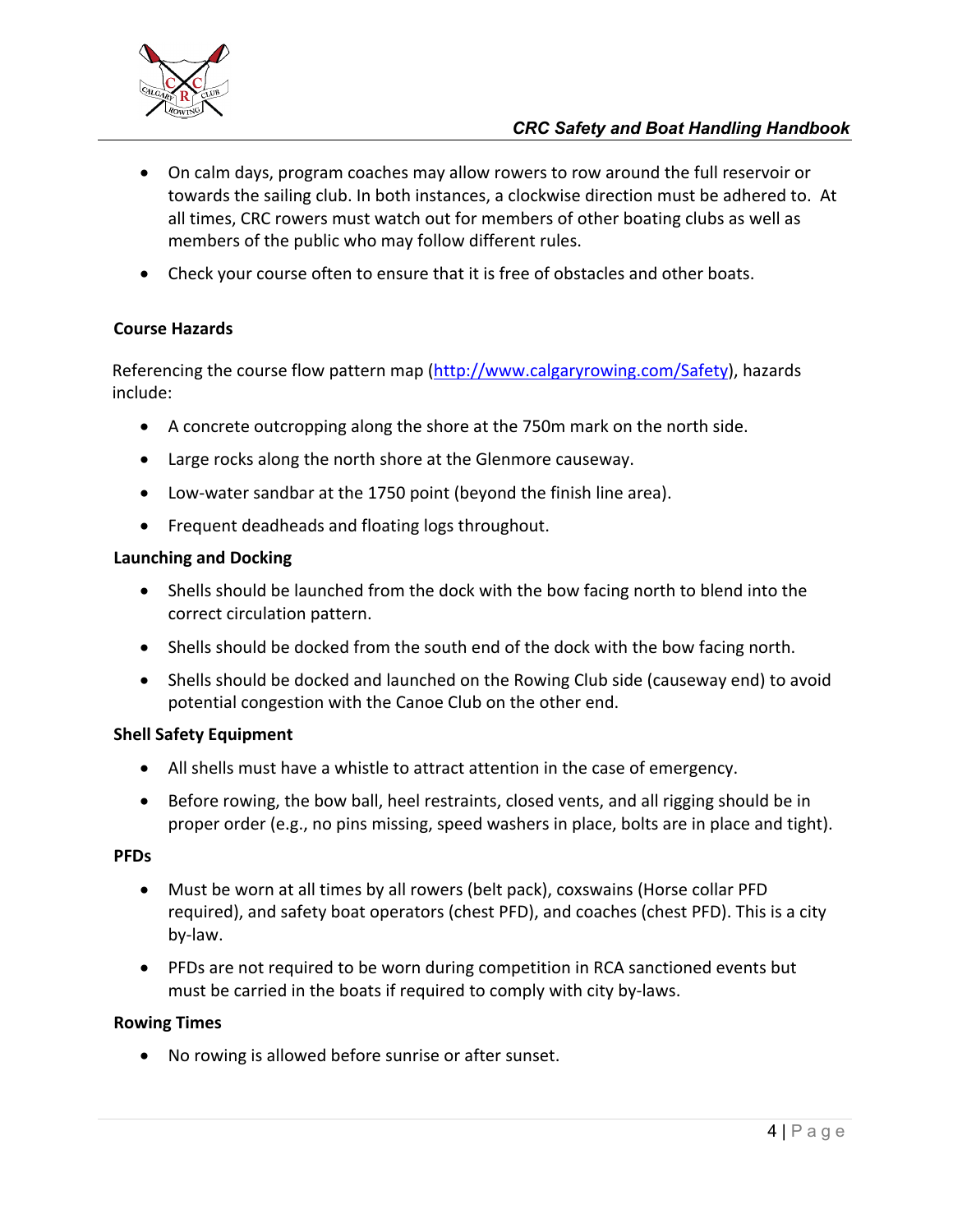- On calm days, program coaches may allow rowers to row around the full reservoir or towards the sailing club. In both instances, a clockwise direction must be adhered to. At all times, CRC rowers must watch out for members of other boating clubs as well as members of the public who may follow different rules.
- Check your course often to ensure that it is free of obstacles and other boats.

**Course Hazards**

Referencing the course flow pattern map (http://www.calgaryrowing.com/Safety), hazards include:

- A concrete outcropping along the shore at the 750m mark on the north side.
- Large rocks along the north shore at the Glenmore causeway.
- Low-water sandbar at the 1750 point (beyond the finish line area).
- Frequent deadheads and floating logs throughout.

**Launching and Docking**

- Shells should be launched from the dock with the bow facing north to blend into the correct circulation pattern.
- Shells should be docked from the south end of the dock with the bow facing north.
- Shells should be docked and launched on the Rowing Club side (causeway end) to avoid potential congestion with the Canoe Club on the other end.

**Shell Safety Equipment**

- All shells must have a whistle to attract attention in the case of emergency.
- Before rowing, the bow ball, heel restraints, closed vents, and all rigging should be in proper order (e.g., no pins missing, speed washers in place, bolts are in place and tight).

**PFDs**

- Must be worn at all times by all rowers (belt pack), coxswains (Horse collar PFD required), and safety boat operators (chest PFD), and coaches (chest PFD). This is a city by-law.
- PFDs are not required to be worn during competition in RCA sanctioned events but must be carried in the boats if required to comply with city by-laws.

**Rowing Times**

- No rowing is allowed before sunrise or after sunset.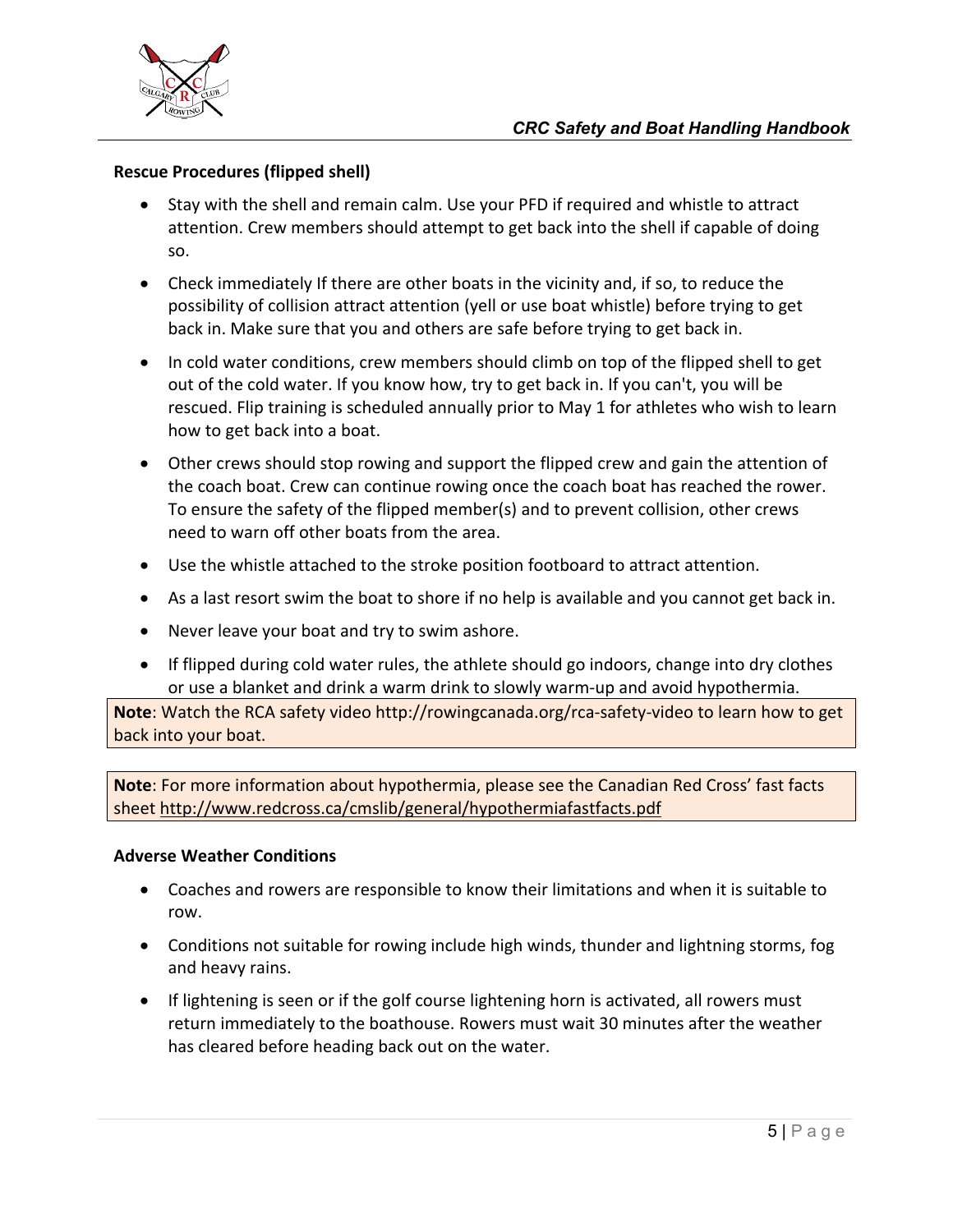### Rescue Procedures (flipped shell)

- Stay with the shell and remain calm. Use your PFD if required and whistle to attract attention. Crew members should attempt to get back into the shell if capable of doing so.
- Check immediately If there are other boats in the vicinity and, if so, to reduce the possibility of collision attract attention (yell or use boat whistle) before trying to get back in. Make sure that you and others are safe before trying to get back in.
- In cold water conditions, crew members should climb on top of the flipped shell to get out of the cold water. If you know how, try to get back in. If you can't, you will be rescued. Flip training is scheduled annually prior to May 1 for athletes who wish to learn how to get back into a boat.
- Other crews should stop rowing and support the flipped crew and gain the attention of the coach boat. Crew can continue rowing once the coach boat has reached the rower. To ensure the safety of the flipped member(s) and to prevent collision, other crews need to warn off other boats from the area.
- Use the whistle attached to the stroke position footboard to attract attention.
- As a last resort swim the boat to shore if no help is available and you cannot get back in.
- Never leave your boat and try to swim ashore.
- If flipped during cold water rules, the athlete should go indoors, change into dry clothes or use a blanket and drink a warm drink to slowly warm-up and avoid hypothermia.

**Note**: Watch the RCA safety video http://rowingcanada.org/rca-safety-video to learn how to get back into your boat.

**Note**: For more information about hypothermia, please see the Canadian Red Cross' fast facts sheet http://www.redcross.ca/cmslib/general/hypothermiafastfacts.pdf

### Adverse Weather Conditions

- Coaches and rowers are responsible to know their limitations and when it is suitable to row.
- Conditions not suitable for rowing include high winds, thunder and lightning storms, fog and heavy rains.
- If lightening is seen or if the golf course lightening horn is activated, all rowers must return immediately to the boathouse. Rowers must wait 30 minutes after the weather has cleared before heading back out on the water.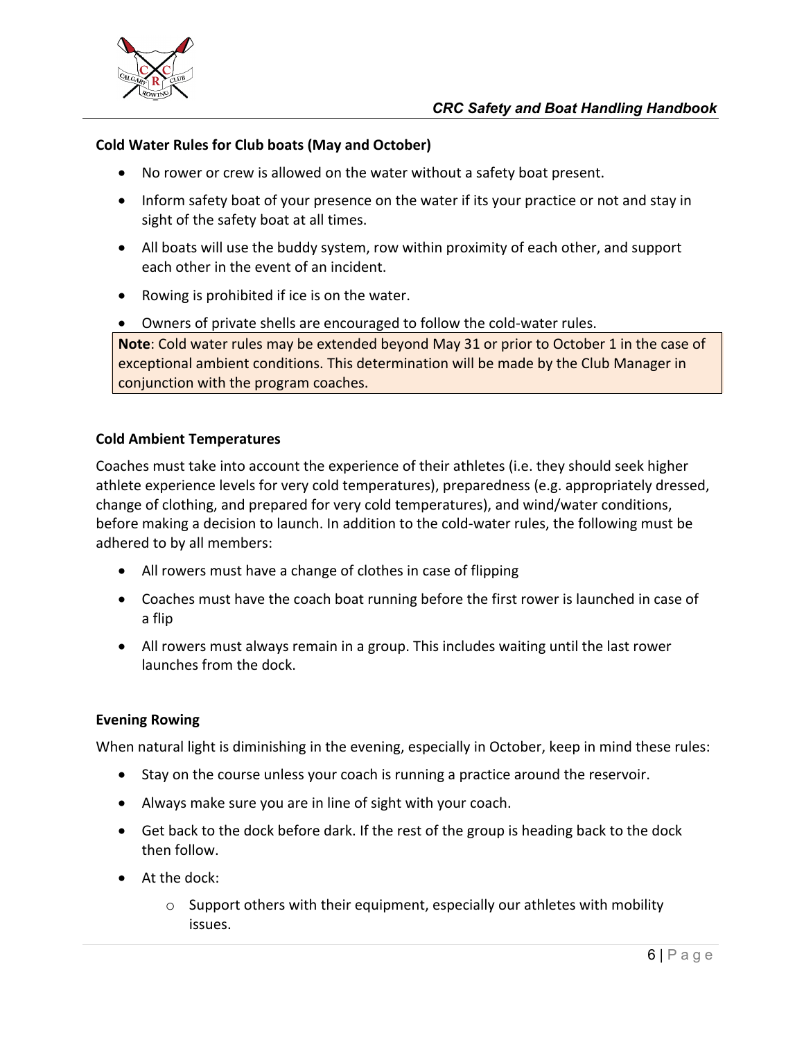**Cold Water Rules for Club boats (May and October)**

- No rower or crew is allowed on the water without a safety boat present.
- Inform safety boat of your presence on the water if its your practice or not and stay in sight of the safety boat at all times.
- All boats will use the buddy system, row within proximity of each other, and support each other in the event of an incident.
- Rowing is prohibited if ice is on the water.
- Owners of private shells are encouraged to follow the cold-water rules.

**Note**: Cold water rules may be extended beyond May 31 or prior to October 1 in the case of exceptional ambient conditions. This determination will be made by the Club Manager in conjunction with the program coaches.

**Cold Ambient Temperatures**

Coaches must take into account the experience of their athletes (i.e. they should seek higher athlete experience levels for very cold temperatures), preparedness (e.g. appropriately dressed, change of clothing, and prepared for very cold temperatures), and wind/water conditions, before making a decision to launch. In addition to the cold-water rules, the following must be adhered to by all members:

- All rowers must have a change of clothes in case of flipping
- Coaches must have the coach boat running before the first rower is launched in case of a flip
- All rowers must always remain in a group. This includes waiting until the last rower launches from the dock.

**Evening Rowing**

When natural light is diminishing in the evening, especially in October, keep in mind these rules:

- Stay on the course unless your coach is running a practice around the reservoir.
- Always make sure you are in line of sight with your coach.
- Get back to the dock before dark. If the rest of the group is heading back to the dock then follow.
- At the dock:
  - Support others with their equipment, especially our athletes with mobility issues.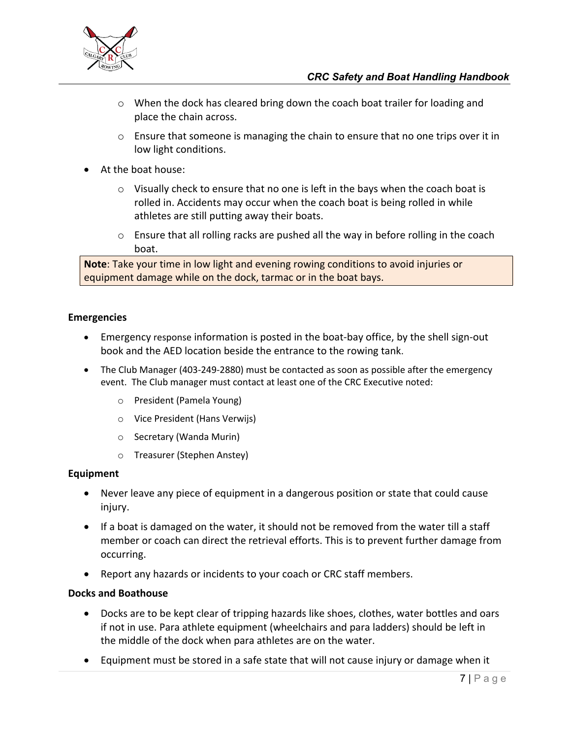- When the dock has cleared bring down the coach boat trailer for loading and place the chain across.
  - Ensure that someone is managing the chain to ensure that no one trips over it in low light conditions.
- At the boat house:
  - Visually check to ensure that no one is left in the bays when the coach boat is rolled in. Accidents may occur when the coach boat is being rolled in while athletes are still putting away their boats.
  - Ensure that all rolling racks are pushed all the way in before rolling in the coach boat.

**Note**: Take your time in low light and evening rowing conditions to avoid injuries or equipment damage while on the dock, tarmac or in the boat bays.

**Emergencies**

- Emergency response information is posted in the boat-bay office, by the shell sign-out book and the AED location beside the entrance to the rowing tank.
- The Club Manager (403-249-2880) must be contacted as soon as possible after the emergency event. The Club manager must contact at least one of the CRC Executive noted:
  - President (Pamela Young)
  - Vice President (Hans Verwijs)
  - Secretary (Wanda Murin)
  - Treasurer (Stephen Anstey)

**Equipment**

- Never leave any piece of equipment in a dangerous position or state that could cause injury.
- If a boat is damaged on the water, it should not be removed from the water till a staff member or coach can direct the retrieval efforts. This is to prevent further damage from occurring.
- Report any hazards or incidents to your coach or CRC staff members.

**Docks and Boathouse**

- Docks are to be kept clear of tripping hazards like shoes, clothes, water bottles and oars if not in use. Para athlete equipment (wheelchairs and para ladders) should be left in the middle of the dock when para athletes are on the water.
- Equipment must be stored in a safe state that will not cause injury or damage when it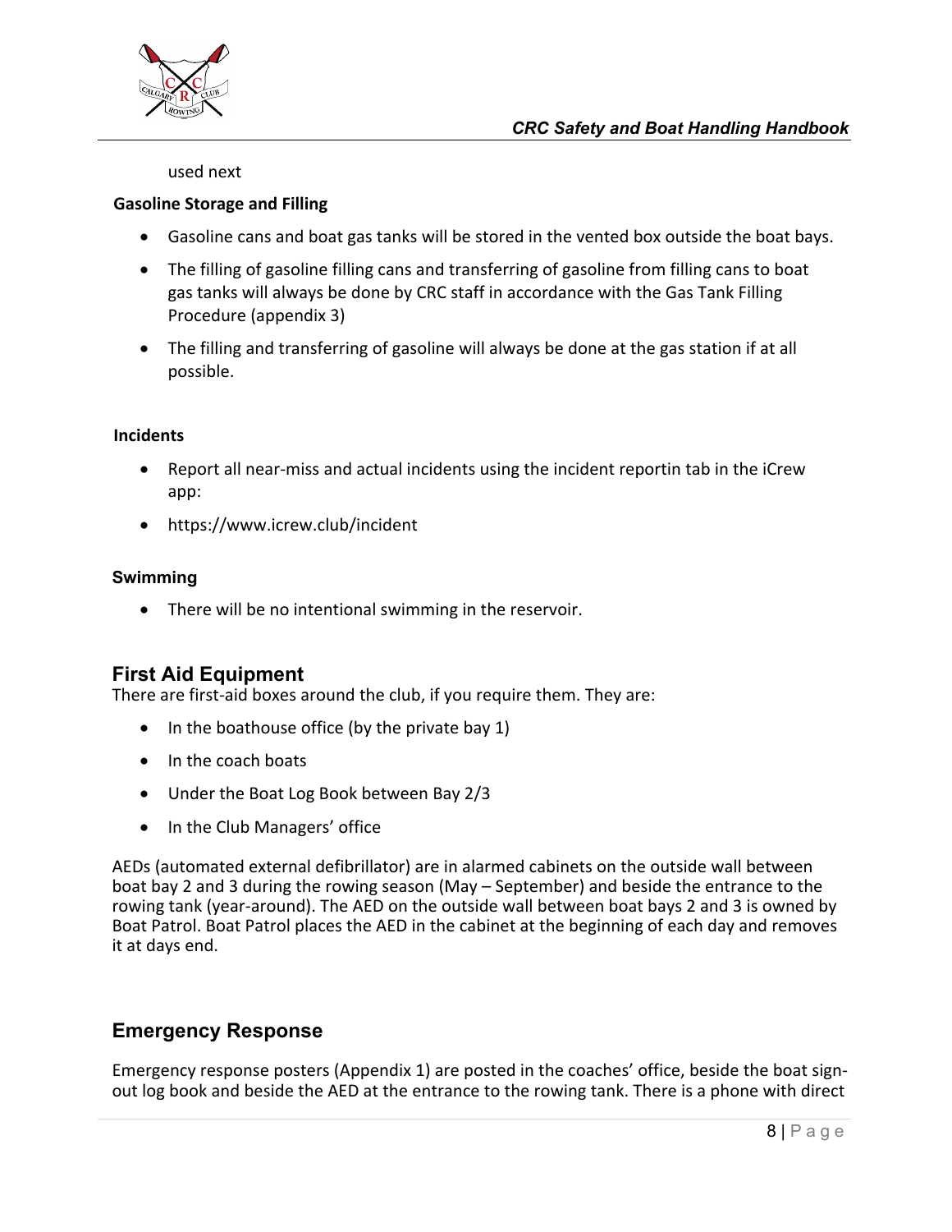used next

**Gasoline Storage and Filling**

- Gasoline cans and boat gas tanks will be stored in the vented box outside the boat bays.
- The filling of gasoline filling cans and transferring of gasoline from filling cans to boat gas tanks will always be done by CRC staff in accordance with the Gas Tank Filling Procedure (appendix 3)
- The filling and transferring of gasoline will always be done at the gas station if at all possible.

**Incidents**

- Report all near-miss and actual incidents using the incident reportin tab in the iCrew app:
- https://www.icrew.club/incident

**Swimming**

- There will be no intentional swimming in the reservoir.

## First Aid Equipment

There are first-aid boxes around the club, if you require them. They are:

- In the boathouse office (by the private bay 1)
- In the coach boats
- Under the Boat Log Book between Bay 2/3
- In the Club Managers' office

AEDs (automated external defibrillator) are in alarmed cabinets on the outside wall between boat bay 2 and 3 during the rowing season (May – September) and beside the entrance to the rowing tank (year-around). The AED on the outside wall between boat bays 2 and 3 is owned by Boat Patrol. Boat Patrol places the AED in the cabinet at the beginning of each day and removes it at days end.

## Emergency Response

Emergency response posters (Appendix 1) are posted in the coaches' office, beside the boat sign-out log book and beside the AED at the entrance to the rowing tank. There is a phone with direct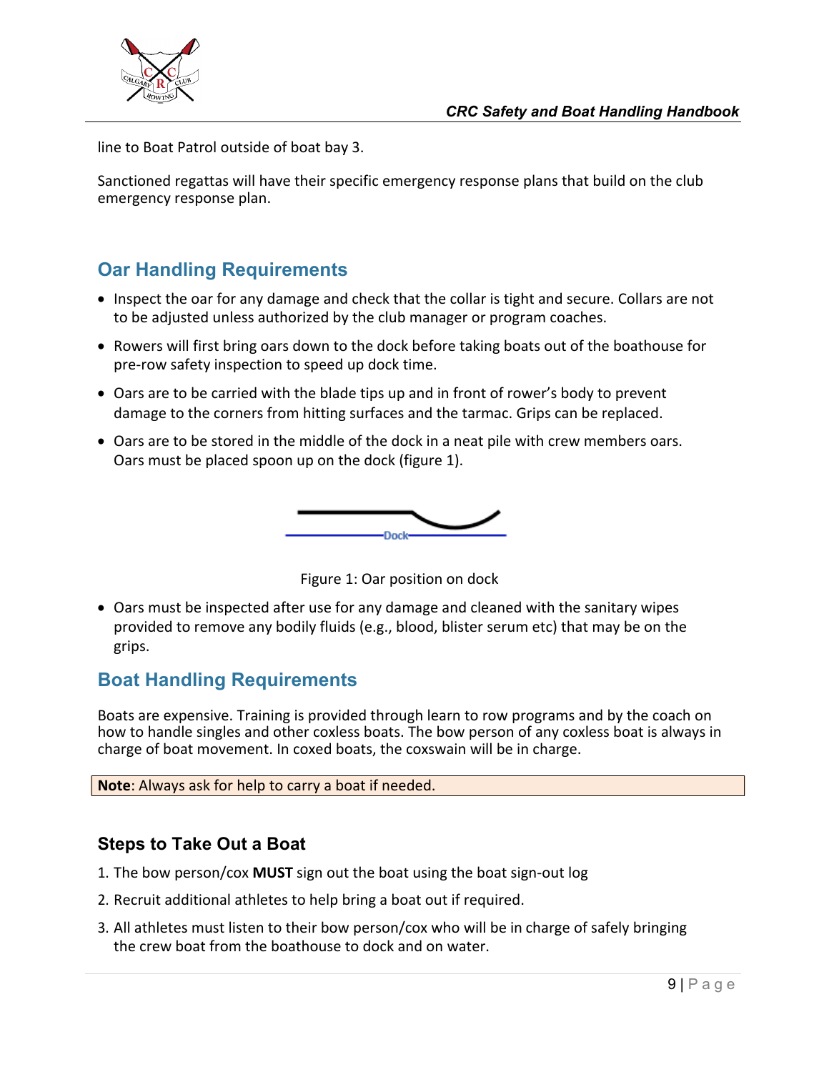line to Boat Patrol outside of boat bay 3.

Sanctioned regattas will have their specific emergency response plans that build on the club emergency response plan.

## Oar Handling Requirements

- Inspect the oar for any damage and check that the collar is tight and secure. Collars are not to be adjusted unless authorized by the club manager or program coaches.
- Rowers will first bring oars down to the dock before taking boats out of the boathouse for pre-row safety inspection to speed up dock time.
- Oars are to be carried with the blade tips up and in front of rower's body to prevent damage to the corners from hitting surfaces and the tarmac. Grips can be replaced.
- Oars are to be stored in the middle of the dock in a neat pile with crew members oars. Oars must be placed spoon up on the dock (figure 1).

Dock

Figure 1: Oar position on dock

- Oars must be inspected after use for any damage and cleaned with the sanitary wipes provided to remove any bodily fluids (e.g., blood, blister serum etc) that may be on the grips.

## Boat Handling Requirements

Boats are expensive. Training is provided through learn to row programs and by the coach on how to handle singles and other coxless boats. The bow person of any coxless boat is always in charge of boat movement. In coxed boats, the coxswain will be in charge.

**Note**: Always ask for help to carry a boat if needed.

### Steps to Take Out a Boat

1. The bow person/cox **MUST** sign out the boat using the boat sign-out log
2. Recruit additional athletes to help bring a boat out if required.
3. All athletes must listen to their bow person/cox who will be in charge of safely bringing the crew boat from the boathouse to dock and on water.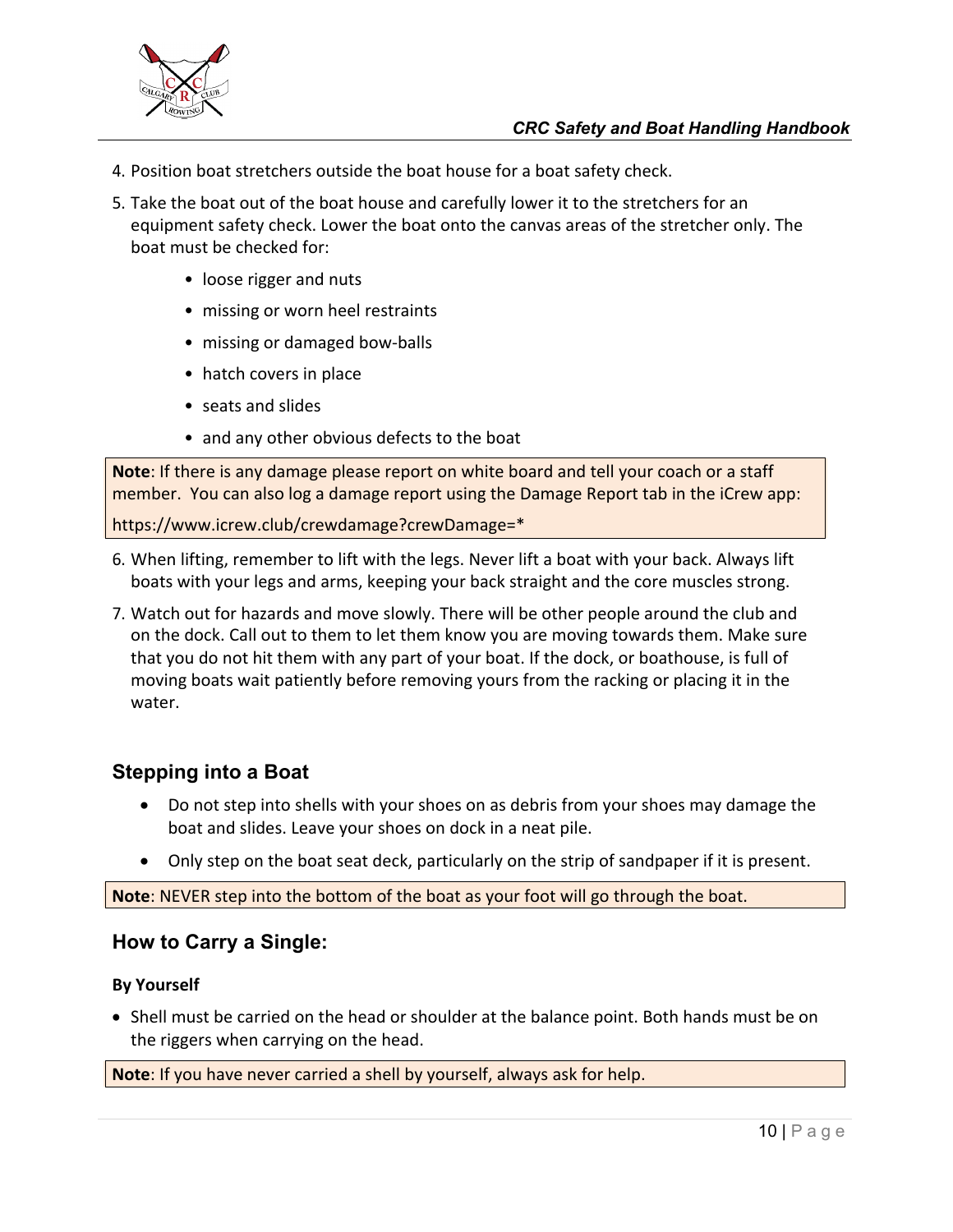4. Position boat stretchers outside the boat house for a boat safety check.
5. Take the boat out of the boat house and carefully lower it to the stretchers for an equipment safety check. Lower the boat onto the canvas areas of the stretcher only. The boat must be checked for:
    - loose rigger and nuts
    - missing or worn heel restraints
    - missing or damaged bow-balls
    - hatch covers in place
    - seats and slides
    - and any other obvious defects to the boat

**Note**: If there is any damage please report on white board and tell your coach or a staff member. You can also log a damage report using the Damage Report tab in the iCrew app:

https://www.icrew.club/crewdamage?crewDamage=*

6. When lifting, remember to lift with the legs. Never lift a boat with your back. Always lift boats with your legs and arms, keeping your back straight and the core muscles strong.
7. Watch out for hazards and move slowly. There will be other people around the club and on the dock. Call out to them to let them know you are moving towards them. Make sure that you do not hit them with any part of your boat. If the dock, or boathouse, is full of moving boats wait patiently before removing yours from the racking or placing it in the water.

## Stepping into a Boat

- Do not step into shells with your shoes on as debris from your shoes may damage the boat and slides. Leave your shoes on dock in a neat pile.
- Only step on the boat seat deck, particularly on the strip of sandpaper if it is present.

**Note**: NEVER step into the bottom of the boat as your foot will go through the boat.

## How to Carry a Single:

### By Yourself

- Shell must be carried on the head or shoulder at the balance point. Both hands must be on the riggers when carrying on the head.

**Note**: If you have never carried a shell by yourself, always ask for help.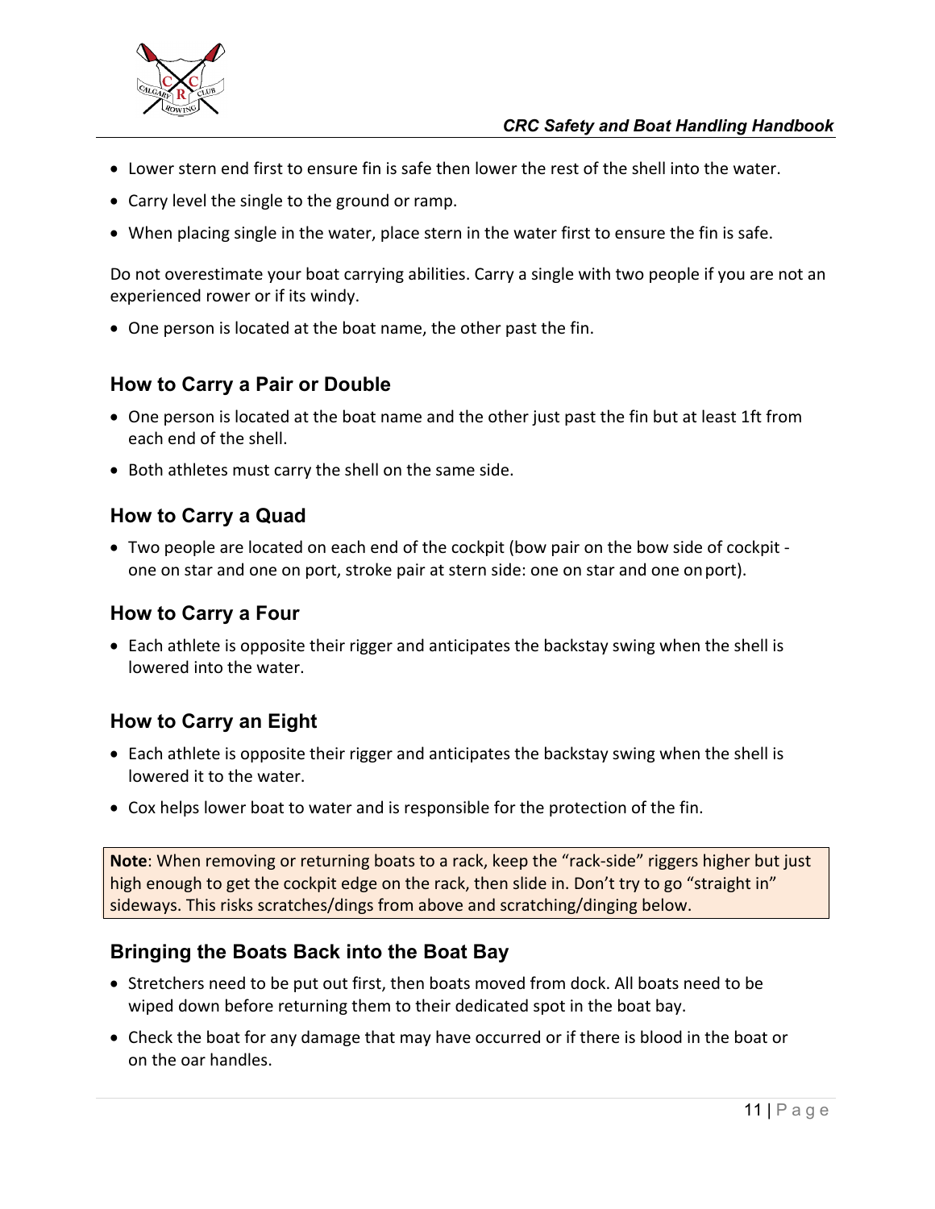- Lower stern end first to ensure fin is safe then lower the rest of the shell into the water.
- Carry level the single to the ground or ramp.
- When placing single in the water, place stern in the water first to ensure the fin is safe.

Do not overestimate your boat carrying abilities. Carry a single with two people if you are not an experienced rower or if its windy.

- One person is located at the boat name, the other past the fin.

### How to Carry a Pair or Double

- One person is located at the boat name and the other just past the fin but at least 1ft from each end of the shell.
- Both athletes must carry the shell on the same side.

### How to Carry a Quad

- Two people are located on each end of the cockpit (bow pair on the bow side of cockpit - one on star and one on port, stroke pair at stern side: one on star and one on port).

### How to Carry a Four

- Each athlete is opposite their rigger and anticipates the backstay swing when the shell is lowered into the water.

### How to Carry an Eight

- Each athlete is opposite their rigger and anticipates the backstay swing when the shell is lowered it to the water.
- Cox helps lower boat to water and is responsible for the protection of the fin.

**Note**: When removing or returning boats to a rack, keep the “rack-side” riggers higher but just high enough to get the cockpit edge on the rack, then slide in. Don’t try to go “straight in” sideways. This risks scratches/dings from above and scratching/dinging below.

### Bringing the Boats Back into the Boat Bay

- Stretchers need to be put out first, then boats moved from dock. All boats need to be wiped down before returning them to their dedicated spot in the boat bay.
- Check the boat for any damage that may have occurred or if there is blood in the boat or on the oar handles.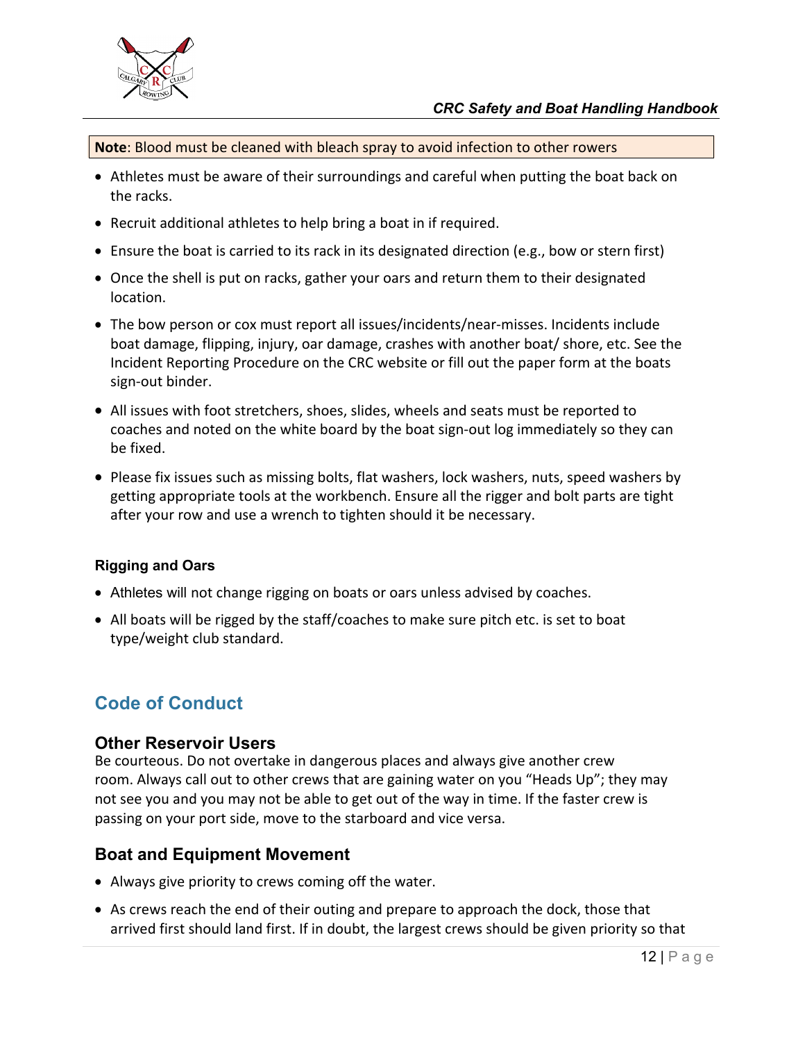**Note**: Blood must be cleaned with bleach spray to avoid infection to other rowers

- Athletes must be aware of their surroundings and careful when putting the boat back on the racks.
- Recruit additional athletes to help bring a boat in if required.
- Ensure the boat is carried to its rack in its designated direction (e.g., bow or stern first)
- Once the shell is put on racks, gather your oars and return them to their designated location.
- The bow person or cox must report all issues/incidents/near-misses. Incidents include boat damage, flipping, injury, oar damage, crashes with another boat/ shore, etc. See the Incident Reporting Procedure on the CRC website or fill out the paper form at the boats sign-out binder.
- All issues with foot stretchers, shoes, slides, wheels and seats must be reported to coaches and noted on the white board by the boat sign-out log immediately so they can be fixed.
- Please fix issues such as missing bolts, flat washers, lock washers, nuts, speed washers by getting appropriate tools at the workbench. Ensure all the rigger and bolt parts are tight after your row and use a wrench to tighten should it be necessary.

#### Rigging and Oars

- Athletes will not change rigging on boats or oars unless advised by coaches.
- All boats will be rigged by the staff/coaches to make sure pitch etc. is set to boat type/weight club standard.

## Code of Conduct

### Other Reservoir Users

Be courteous. Do not overtake in dangerous places and always give another crew room. Always call out to other crews that are gaining water on you "Heads Up"; they may not see you and you may not be able to get out of the way in time. If the faster crew is passing on your port side, move to the starboard and vice versa.

### Boat and Equipment Movement

- Always give priority to crews coming off the water.
- As crews reach the end of their outing and prepare to approach the dock, those that arrived first should land first. If in doubt, the largest crews should be given priority so that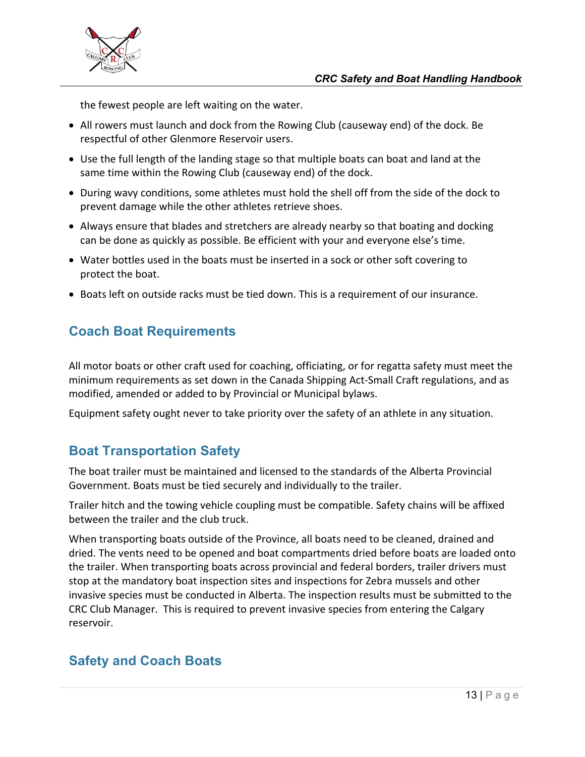the fewest people are left waiting on the water.

- All rowers must launch and dock from the Rowing Club (causeway end) of the dock. Be respectful of other Glenmore Reservoir users.
- Use the full length of the landing stage so that multiple boats can boat and land at the same time within the Rowing Club (causeway end) of the dock.
- During wavy conditions, some athletes must hold the shell off from the side of the dock to prevent damage while the other athletes retrieve shoes.
- Always ensure that blades and stretchers are already nearby so that boating and docking can be done as quickly as possible. Be efficient with your and everyone else's time.
- Water bottles used in the boats must be inserted in a sock or other soft covering to protect the boat.
- Boats left on outside racks must be tied down. This is a requirement of our insurance.

## Coach Boat Requirements

All motor boats or other craft used for coaching, officiating, or for regatta safety must meet the minimum requirements as set down in the Canada Shipping Act-Small Craft regulations, and as modified, amended or added to by Provincial or Municipal bylaws.

Equipment safety ought never to take priority over the safety of an athlete in any situation.

## Boat Transportation Safety

The boat trailer must be maintained and licensed to the standards of the Alberta Provincial Government. Boats must be tied securely and individually to the trailer.

Trailer hitch and the towing vehicle coupling must be compatible. Safety chains will be affixed between the trailer and the club truck.

When transporting boats outside of the Province, all boats need to be cleaned, drained and dried. The vents need to be opened and boat compartments dried before boats are loaded onto the trailer. When transporting boats across provincial and federal borders, trailer drivers must stop at the mandatory boat inspection sites and inspections for Zebra mussels and other invasive species must be conducted in Alberta. The inspection results must be submitted to the CRC Club Manager. This is required to prevent invasive species from entering the Calgary reservoir.

## Safety and Coach Boats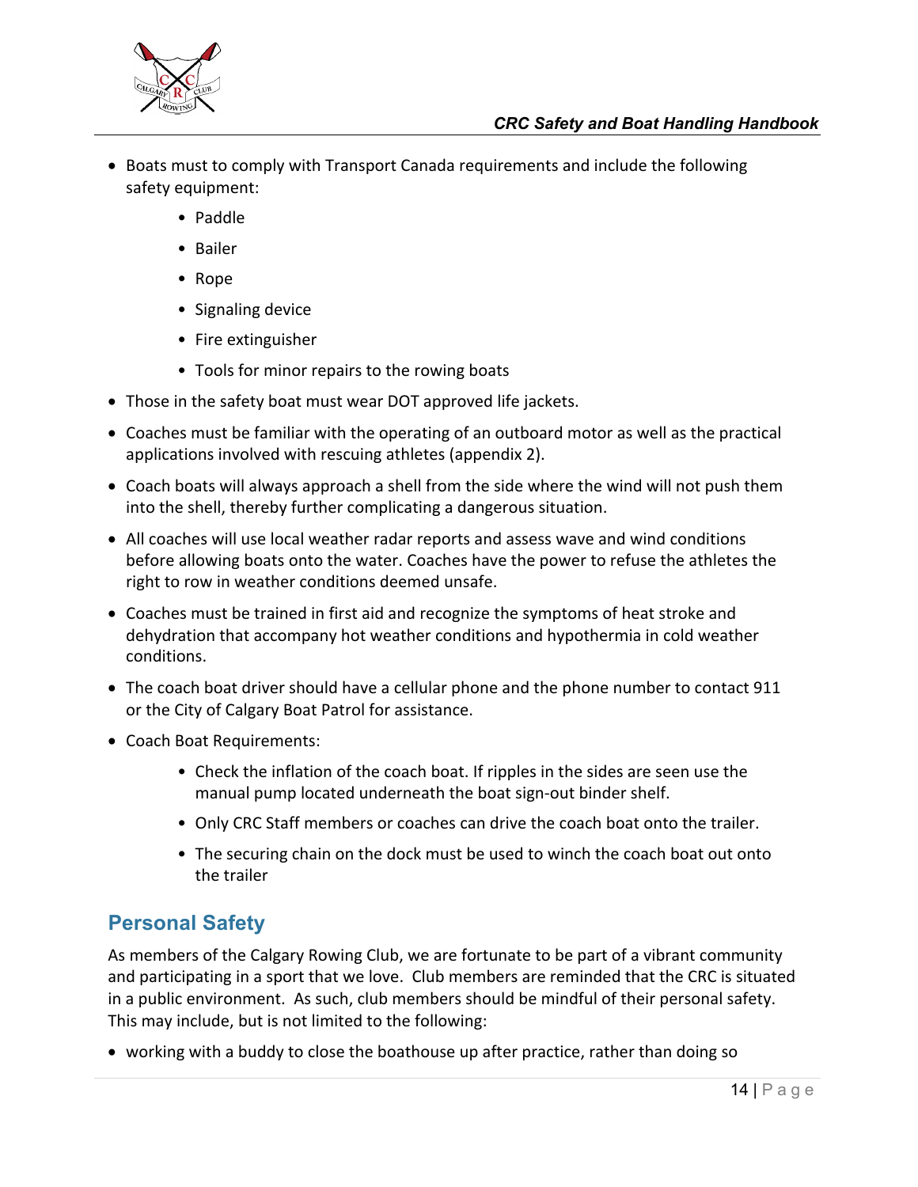- Boats must to comply with Transport Canada requirements and include the following safety equipment:
    - Paddle
    - Bailer
    - Rope
    - Signaling device
    - Fire extinguisher
    - Tools for minor repairs to the rowing boats
- Those in the safety boat must wear DOT approved life jackets.
- Coaches must be familiar with the operating of an outboard motor as well as the practical applications involved with rescuing athletes (appendix 2).
- Coach boats will always approach a shell from the side where the wind will not push them into the shell, thereby further complicating a dangerous situation.
- All coaches will use local weather radar reports and assess wave and wind conditions before allowing boats onto the water. Coaches have the power to refuse the athletes the right to row in weather conditions deemed unsafe.
- Coaches must be trained in first aid and recognize the symptoms of heat stroke and dehydration that accompany hot weather conditions and hypothermia in cold weather conditions.
- The coach boat driver should have a cellular phone and the phone number to contact 911 or the City of Calgary Boat Patrol for assistance.
- Coach Boat Requirements:
    - Check the inflation of the coach boat. If ripples in the sides are seen use the manual pump located underneath the boat sign-out binder shelf.
    - Only CRC Staff members or coaches can drive the coach boat onto the trailer.
    - The securing chain on the dock must be used to winch the coach boat out onto the trailer

## Personal Safety

As members of the Calgary Rowing Club, we are fortunate to be part of a vibrant community and participating in a sport that we love. Club members are reminded that the CRC is situated in a public environment. As such, club members should be mindful of their personal safety. This may include, but is not limited to the following:

- working with a buddy to close the boathouse up after practice, rather than doing so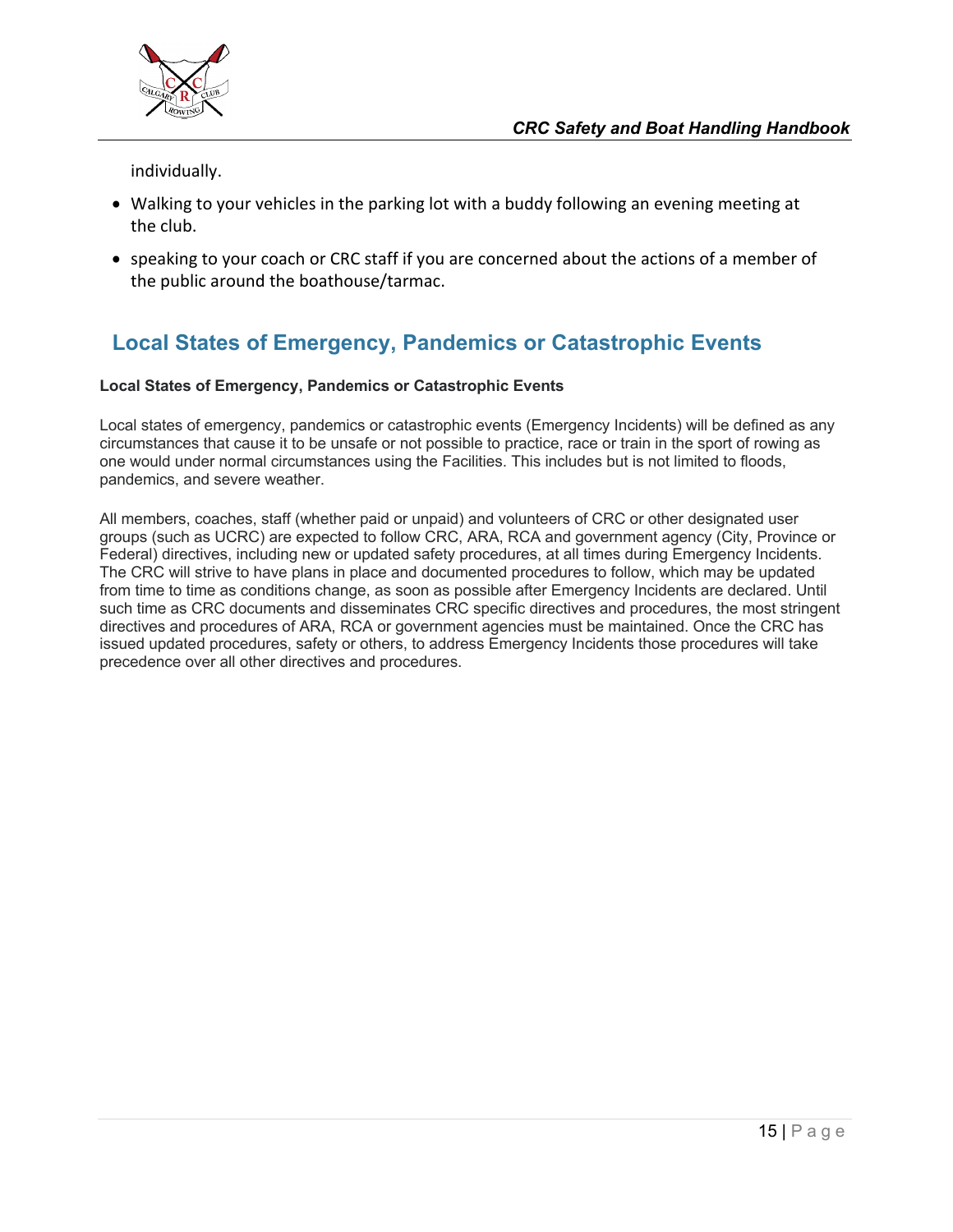individually.

- Walking to your vehicles in the parking lot with a buddy following an evening meeting at the club.
- speaking to your coach or CRC staff if you are concerned about the actions of a member of the public around the boathouse/tarmac.

## Local States of Emergency, Pandemics or Catastrophic Events

**Local States of Emergency, Pandemics or Catastrophic Events**

Local states of emergency, pandemics or catastrophic events (Emergency Incidents) will be defined as any circumstances that cause it to be unsafe or not possible to practice, race or train in the sport of rowing as one would under normal circumstances using the Facilities. This includes but is not limited to floods, pandemics, and severe weather.

All members, coaches, staff (whether paid or unpaid) and volunteers of CRC or other designated user groups (such as UCRC) are expected to follow CRC, ARA, RCA and government agency (City, Province or Federal) directives, including new or updated safety procedures, at all times during Emergency Incidents. The CRC will strive to have plans in place and documented procedures to follow, which may be updated from time to time as conditions change, as soon as possible after Emergency Incidents are declared. Until such time as CRC documents and disseminates CRC specific directives and procedures, the most stringent directives and procedures of ARA, RCA or government agencies must be maintained. Once the CRC has issued updated procedures, safety or others, to address Emergency Incidents those procedures will take precedence over all other directives and procedures.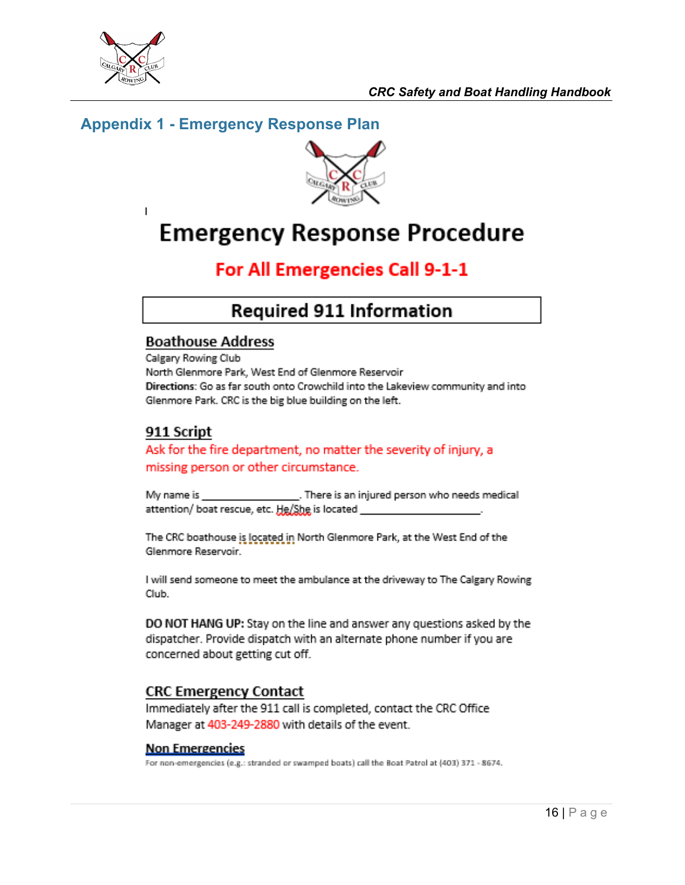## Appendix 1 - Emergency Response Plan

# Emergency Response Procedure

## For All Emergencies Call 9-1-1

### Required 911 Information

#### Boathouse Address

Calgary Rowing Club
North Glenmore Park, West End of Glenmore Reservoir
**Directions**: Go as far south onto Crowchild into the Lakeview community and into Glenmore Park. CRC is the big blue building on the left.

#### 911 Script

Ask for the fire department, no matter the severity of injury, a missing person or other circumstance.

My name is _______________. There is an injured person who needs medical attention/ boat rescue, etc. He/She is located ___________________.

The CRC boathouse is located in North Glenmore Park, at the West End of the Glenmore Reservoir.

I will send someone to meet the ambulance at the driveway to The Calgary Rowing Club.

**DO NOT HANG UP:** Stay on the line and answer any questions asked by the dispatcher. Provide dispatch with an alternate phone number if you are concerned about getting cut off.

#### CRC Emergency Contact

Immediately after the 911 call is completed, contact the CRC Office Manager at 403-249-2880 with details of the event.

#### Non Emergencies

For non-emergencies (e.g.: stranded or swamped boats) call the Boat Patrol at (403) 371 - 8674.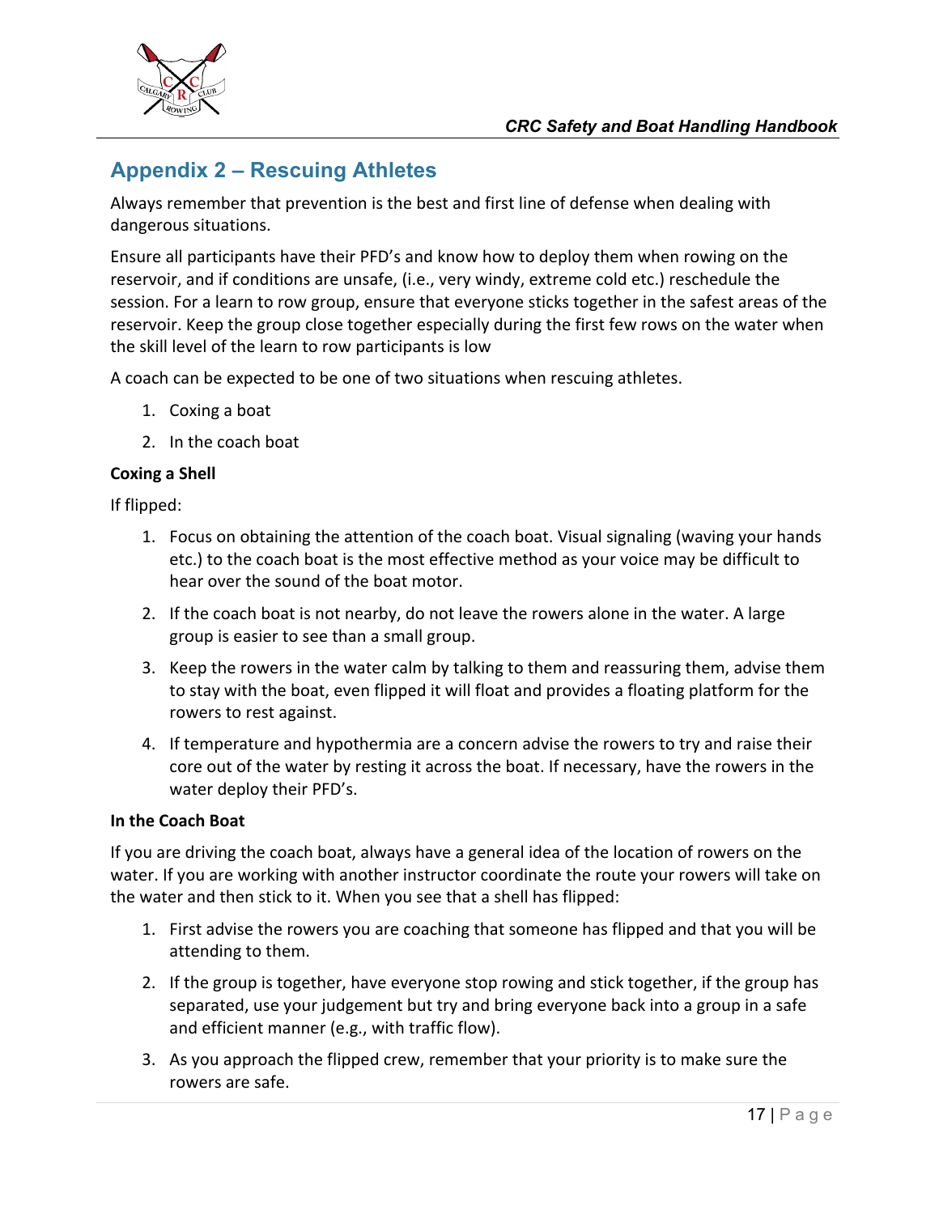## Appendix 2 – Rescuing Athletes

Always remember that prevention is the best and first line of defense when dealing with dangerous situations.

Ensure all participants have their PFD's and know how to deploy them when rowing on the reservoir, and if conditions are unsafe, (i.e., very windy, extreme cold etc.) reschedule the session. For a learn to row group, ensure that everyone sticks together in the safest areas of the reservoir. Keep the group close together especially during the first few rows on the water when the skill level of the learn to row participants is low

A coach can be expected to be one of two situations when rescuing athletes.

1. Coxing a boat
2. In the coach boat

**Coxing a Shell**

If flipped:

1. Focus on obtaining the attention of the coach boat. Visual signaling (waving your hands etc.) to the coach boat is the most effective method as your voice may be difficult to hear over the sound of the boat motor.
2. If the coach boat is not nearby, do not leave the rowers alone in the water. A large group is easier to see than a small group.
3. Keep the rowers in the water calm by talking to them and reassuring them, advise them to stay with the boat, even flipped it will float and provides a floating platform for the rowers to rest against.
4. If temperature and hypothermia are a concern advise the rowers to try and raise their core out of the water by resting it across the boat. If necessary, have the rowers in the water deploy their PFD's.

**In the Coach Boat**

If you are driving the coach boat, always have a general idea of the location of rowers on the water. If you are working with another instructor coordinate the route your rowers will take on the water and then stick to it. When you see that a shell has flipped:

1. First advise the rowers you are coaching that someone has flipped and that you will be attending to them.
2. If the group is together, have everyone stop rowing and stick together, if the group has separated, use your judgement but try and bring everyone back into a group in a safe and efficient manner (e.g., with traffic flow).
3. As you approach the flipped crew, remember that your priority is to make sure the rowers are safe.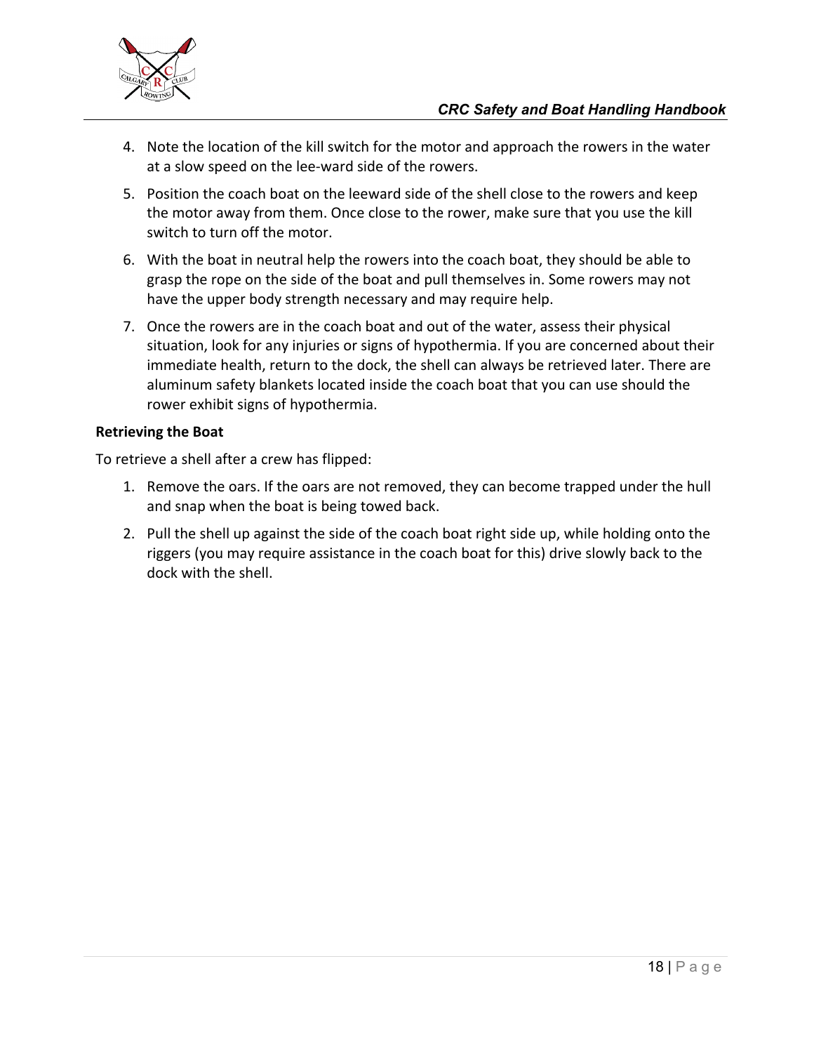4. Note the location of the kill switch for the motor and approach the rowers in the water at a slow speed on the lee-ward side of the rowers.
5. Position the coach boat on the leeward side of the shell close to the rowers and keep the motor away from them. Once close to the rower, make sure that you use the kill switch to turn off the motor.
6. With the boat in neutral help the rowers into the coach boat, they should be able to grasp the rope on the side of the boat and pull themselves in. Some rowers may not have the upper body strength necessary and may require help.
7. Once the rowers are in the coach boat and out of the water, assess their physical situation, look for any injuries or signs of hypothermia. If you are concerned about their immediate health, return to the dock, the shell can always be retrieved later. There are aluminum safety blankets located inside the coach boat that you can use should the rower exhibit signs of hypothermia.

**Retrieving the Boat**

To retrieve a shell after a crew has flipped:

1. Remove the oars. If the oars are not removed, they can become trapped under the hull and snap when the boat is being towed back.
2. Pull the shell up against the side of the coach boat right side up, while holding onto the riggers (you may require assistance in the coach boat for this) drive slowly back to the dock with the shell.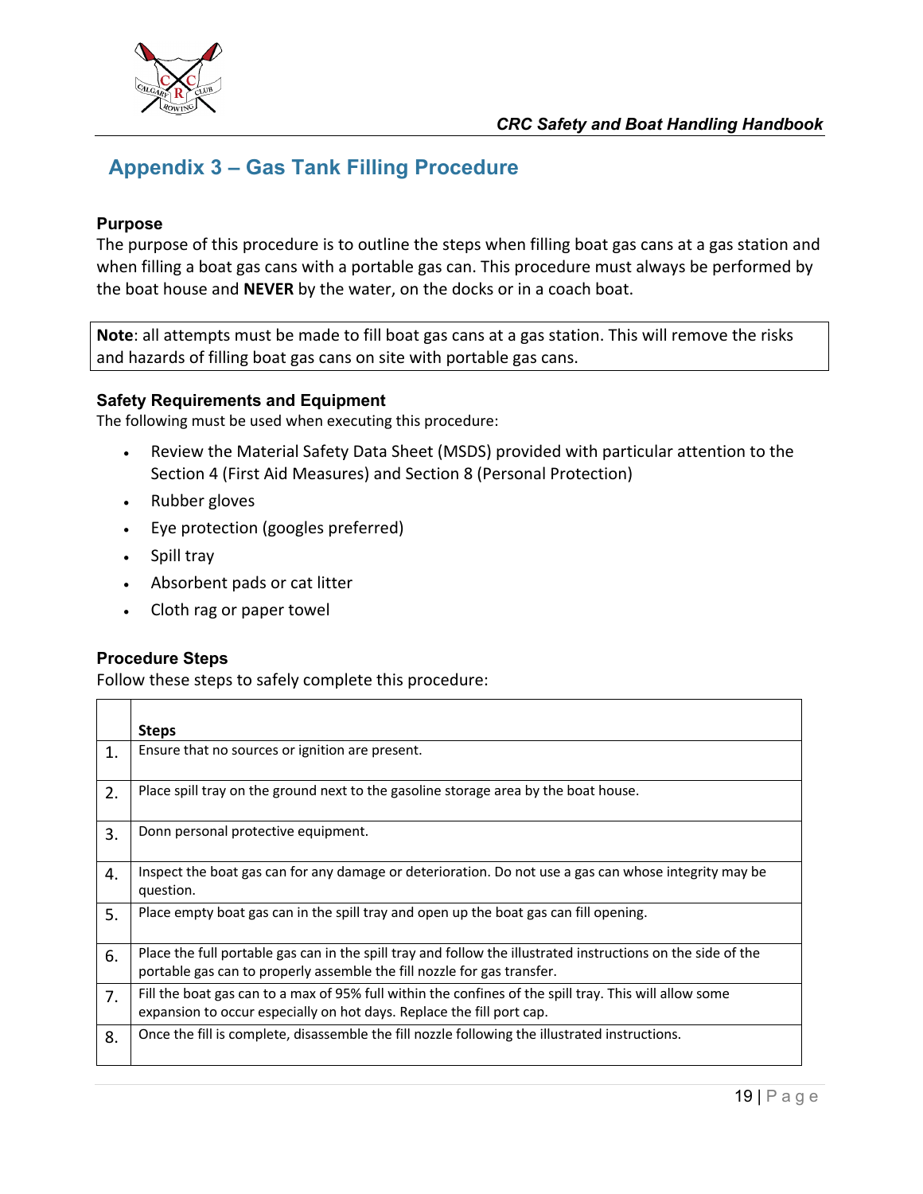## Appendix 3 – Gas Tank Filling Procedure

### Purpose

The purpose of this procedure is to outline the steps when filling boat gas cans at a gas station and when filling a boat gas cans with a portable gas can. This procedure must always be performed by the boat house and **NEVER** by the water, on the docks or in a coach boat.

**Note**: all attempts must be made to fill boat gas cans at a gas station. This will remove the risks and hazards of filling boat gas cans on site with portable gas cans.

### Safety Requirements and Equipment

The following must be used when executing this procedure:

- Review the Material Safety Data Sheet (MSDS) provided with particular attention to the Section 4 (First Aid Measures) and Section 8 (Personal Protection)
- Rubber gloves
- Eye protection (googles preferred)
- Spill tray
- Absorbent pads or cat litter
- Cloth rag or paper towel

### Procedure Steps

Follow these steps to safely complete this procedure:

| | **Steps** |
|---|---|
| 1. | Ensure that no sources or ignition are present. |
| 2. | Place spill tray on the ground next to the gasoline storage area by the boat house. |
| 3. | Donn personal protective equipment. |
| 4. | Inspect the boat gas can for any damage or deterioration. Do not use a gas can whose integrity may be question. |
| 5. | Place empty boat gas can in the spill tray and open up the boat gas can fill opening. |
| 6. | Place the full portable gas can in the spill tray and follow the illustrated instructions on the side of the portable gas can to properly assemble the fill nozzle for gas transfer. |
| 7. | Fill the boat gas can to a max of 95% full within the confines of the spill tray. This will allow some expansion to occur especially on hot days. Replace the fill port cap. |
| 8. | Once the fill is complete, disassemble the fill nozzle following the illustrated instructions. |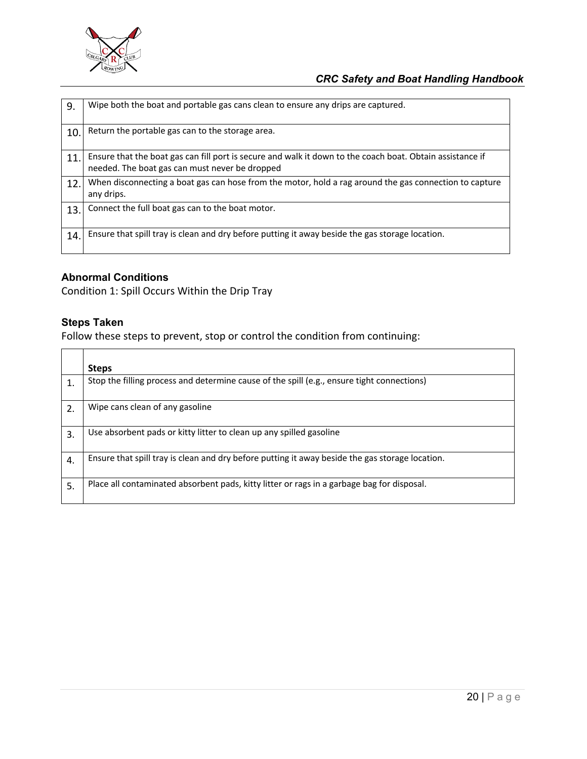| | |
|---|---|
| 9. | Wipe both the boat and portable gas cans clean to ensure any drips are captured. |
| 10. | Return the portable gas can to the storage area. |
| 11. | Ensure that the boat gas can fill port is secure and walk it down to the coach boat. Obtain assistance if needed. The boat gas can must never be dropped |
| 12. | When disconnecting a boat gas can hose from the motor, hold a rag around the gas connection to capture any drips. |
| 13. | Connect the full boat gas can to the boat motor. |
| 14. | Ensure that spill tray is clean and dry before putting it away beside the gas storage location. |

### Abnormal Conditions

Condition 1: Spill Occurs Within the Drip Tray

### Steps Taken

Follow these steps to prevent, stop or control the condition from continuing:

| | Steps |
|---|---|
| 1. | Stop the filling process and determine cause of the spill (e.g., ensure tight connections) |
| 2. | Wipe cans clean of any gasoline |
| 3. | Use absorbent pads or kitty litter to clean up any spilled gasoline |
| 4. | Ensure that spill tray is clean and dry before putting it away beside the gas storage location. |
| 5. | Place all contaminated absorbent pads, kitty litter or rags in a garbage bag for disposal. |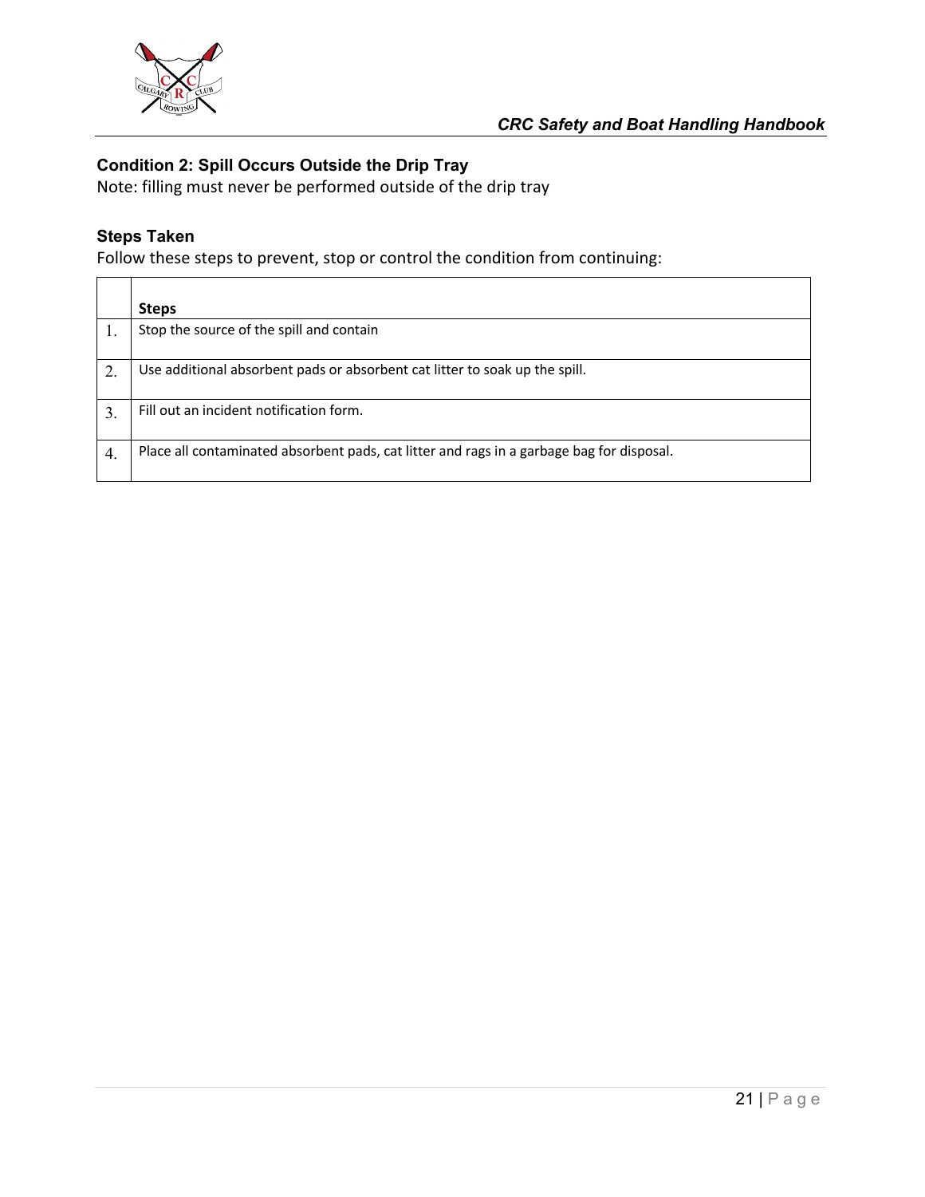### Condition 2: Spill Occurs Outside the Drip Tray

Note: filling must never be performed outside of the drip tray

### Steps Taken

Follow these steps to prevent, stop or control the condition from continuing:

| | **Steps** |
|---|---|
| 1. | Stop the source of the spill and contain |
| 2. | Use additional absorbent pads or absorbent cat litter to soak up the spill. |
| 3. | Fill out an incident notification form. |
| 4. | Place all contaminated absorbent pads, cat litter and rags in a garbage bag for disposal. |